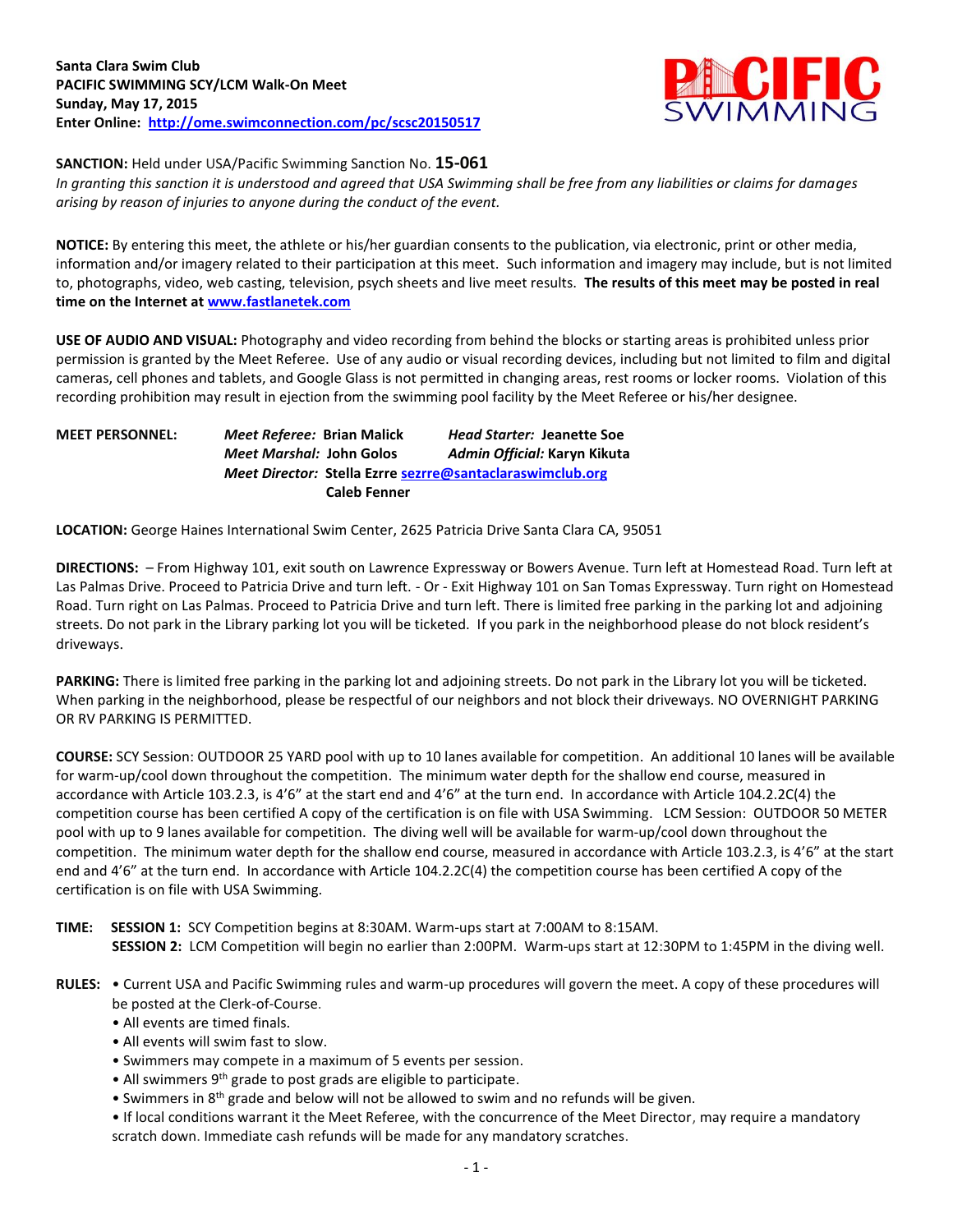**Santa Clara Swim Club**
**PACIFIC SWIMMING SCY/LCM Walk-On Meet**
**Sunday, May 17, 2015**
**Enter Online: [http://ome.swimconnection.com/pc/scsc20150517](http://ome.swimconnection.com/pc/scsc20150517)**

**SANCTION:** Held under USA/Pacific Swimming Sanction No. **15-061**
*In granting this sanction it is understood and agreed that USA Swimming shall be free from any liabilities or claims for damages arising by reason of injuries to anyone during the conduct of the event.*

**NOTICE:** By entering this meet, the athlete or his/her guardian consents to the publication, via electronic, print or other media, information and/or imagery related to their participation at this meet. Such information and imagery may include, but is not limited to, photographs, video, web casting, television, psych sheets and live meet results. **The results of this meet may be posted in real time on the Internet at [www.fastlanetek.com](http://www.fastlanetek.com)**

**USE OF AUDIO AND VISUAL:** Photography and video recording from behind the blocks or starting areas is prohibited unless prior permission is granted by the Meet Referee. Use of any audio or visual recording devices, including but not limited to film and digital cameras, cell phones and tablets, and Google Glass is not permitted in changing areas, rest rooms or locker rooms. Violation of this recording prohibition may result in ejection from the swimming pool facility by the Meet Referee or his/her designee.

**MEET PERSONNEL:**
***Meet Referee:*** **Brian Malick** ***Head Starter:*** **Jeanette Soe**
***Meet Marshal:*** **John Golos** ***Admin Official:*** **Karyn Kikuta**
***Meet Director:*** **Stella Ezrre [sezrre@santaclaraswimclub.org](mailto:sezrre@santaclaraswimclub.org)**
**Caleb Fenner**

**LOCATION:** George Haines International Swim Center, 2625 Patricia Drive Santa Clara CA, 95051

**DIRECTIONS:** – From Highway 101, exit south on Lawrence Expressway or Bowers Avenue. Turn left at Homestead Road. Turn left at Las Palmas Drive. Proceed to Patricia Drive and turn left. - Or - Exit Highway 101 on San Tomas Expressway. Turn right on Homestead Road. Turn right on Las Palmas. Proceed to Patricia Drive and turn left. There is limited free parking in the parking lot and adjoining streets. Do not park in the Library parking lot you will be ticketed. If you park in the neighborhood please do not block resident's driveways.

**PARKING:** There is limited free parking in the parking lot and adjoining streets. Do not park in the Library lot you will be ticketed. When parking in the neighborhood, please be respectful of our neighbors and not block their driveways. NO OVERNIGHT PARKING OR RV PARKING IS PERMITTED.

**COURSE:** SCY Session: OUTDOOR 25 YARD pool with up to 10 lanes available for competition. An additional 10 lanes will be available for warm-up/cool down throughout the competition. The minimum water depth for the shallow end course, measured in accordance with Article 103.2.3, is 4'6" at the start end and 4'6" at the turn end. In accordance with Article 104.2.2C(4) the competition course has been certified A copy of the certification is on file with USA Swimming. LCM Session: OUTDOOR 50 METER pool with up to 9 lanes available for competition. The diving well will be available for warm-up/cool down throughout the competition. The minimum water depth for the shallow end course, measured in accordance with Article 103.2.3, is 4'6" at the start end and 4'6" at the turn end. In accordance with Article 104.2.2C(4) the competition course has been certified A copy of the certification is on file with USA Swimming.

**TIME:** **SESSION 1:** SCY Competition begins at 8:30AM. Warm-ups start at 7:00AM to 8:15AM.
**SESSION 2:** LCM Competition will begin no earlier than 2:00PM. Warm-ups start at 12:30PM to 1:45PM in the diving well.

**RULES:**
- Current USA and Pacific Swimming rules and warm-up procedures will govern the meet. A copy of these procedures will be posted at the Clerk-of-Course.
- All events are timed finals.
- All events will swim fast to slow.
- Swimmers may compete in a maximum of 5 events per session.
- All swimmers 9th grade to post grads are eligible to participate.
- Swimmers in 8th grade and below will not be allowed to swim and no refunds will be given.
- If local conditions warrant it the Meet Referee, with the concurrence of the Meet Director, may require a mandatory scratch down. Immediate cash refunds will be made for any mandatory scratches.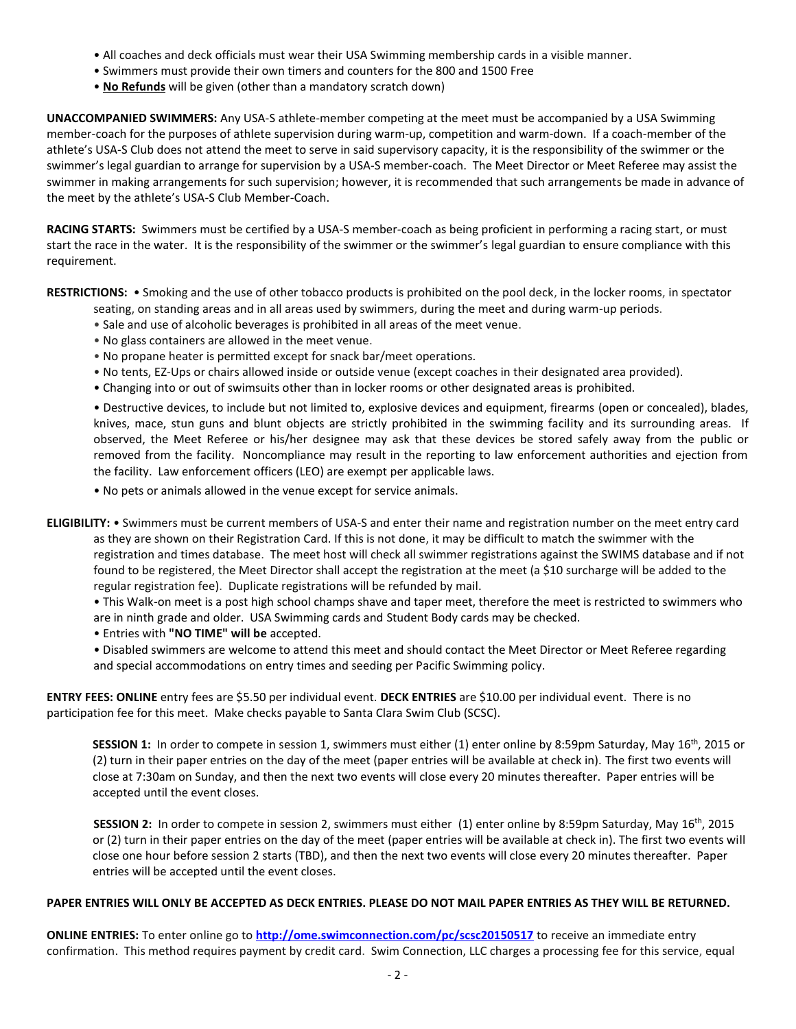- All coaches and deck officials must wear their USA Swimming membership cards in a visible manner.
- Swimmers must provide their own timers and counters for the 800 and 1500 Free
- **No Refunds** will be given (other than a mandatory scratch down)

**UNACCOMPANIED SWIMMERS:** Any USA-S athlete-member competing at the meet must be accompanied by a USA Swimming member-coach for the purposes of athlete supervision during warm-up, competition and warm-down. If a coach-member of the athlete's USA-S Club does not attend the meet to serve in said supervisory capacity, it is the responsibility of the swimmer or the swimmer's legal guardian to arrange for supervision by a USA-S member-coach. The Meet Director or Meet Referee may assist the swimmer in making arrangements for such supervision; however, it is recommended that such arrangements be made in advance of the meet by the athlete's USA-S Club Member-Coach.

**RACING STARTS:** Swimmers must be certified by a USA-S member-coach as being proficient in performing a racing start, or must start the race in the water. It is the responsibility of the swimmer or the swimmer's legal guardian to ensure compliance with this requirement.

**RESTRICTIONS:**
- Smoking and the use of other tobacco products is prohibited on the pool deck, in the locker rooms, in spectator seating, on standing areas and in all areas used by swimmers, during the meet and during warm-up periods.
- Sale and use of alcoholic beverages is prohibited in all areas of the meet venue.
- No glass containers are allowed in the meet venue.
- No propane heater is permitted except for snack bar/meet operations.
- No tents, EZ-Ups or chairs allowed inside or outside venue (except coaches in their designated area provided).
- Changing into or out of swimsuits other than in locker rooms or other designated areas is prohibited.
- Destructive devices, to include but not limited to, explosive devices and equipment, firearms (open or concealed), blades, knives, mace, stun guns and blunt objects are strictly prohibited in the swimming facility and its surrounding areas. If observed, the Meet Referee or his/her designee may ask that these devices be stored safely away from the public or removed from the facility. Noncompliance may result in the reporting to law enforcement authorities and ejection from the facility. Law enforcement officers (LEO) are exempt per applicable laws.
- No pets or animals allowed in the venue except for service animals.

**ELIGIBILITY:**
- Swimmers must be current members of USA-S and enter their name and registration number on the meet entry card as they are shown on their Registration Card. If this is not done, it may be difficult to match the swimmer with the registration and times database. The meet host will check all swimmer registrations against the SWIMS database and if not found to be registered, the Meet Director shall accept the registration at the meet (a $10 surcharge will be added to the regular registration fee). Duplicate registrations will be refunded by mail.
- This Walk-on meet is a post high school champs shave and taper meet, therefore the meet is restricted to swimmers who are in ninth grade and older. USA Swimming cards and Student Body cards may be checked.
- Entries with **"NO TIME" will be** accepted.
- Disabled swimmers are welcome to attend this meet and should contact the Meet Director or Meet Referee regarding and special accommodations on entry times and seeding per Pacific Swimming policy.

**ENTRY FEES: ONLINE** entry fees are $5.50 per individual event. **DECK ENTRIES** are $10.00 per individual event. There is no participation fee for this meet. Make checks payable to Santa Clara Swim Club (SCSC).

**SESSION 1:** In order to compete in session 1, swimmers must either (1) enter online by 8:59pm Saturday, May 16th, 2015 or (2) turn in their paper entries on the day of the meet (paper entries will be available at check in). The first two events will close at 7:30am on Sunday, and then the next two events will close every 20 minutes thereafter. Paper entries will be accepted until the event closes.

**SESSION 2:** In order to compete in session 2, swimmers must either (1) enter online by 8:59pm Saturday, May 16th, 2015 or (2) turn in their paper entries on the day of the meet (paper entries will be available at check in). The first two events will close one hour before session 2 starts (TBD), and then the next two events will close every 20 minutes thereafter. Paper entries will be accepted until the event closes.

**PAPER ENTRIES WILL ONLY BE ACCEPTED AS DECK ENTRIES. PLEASE DO NOT MAIL PAPER ENTRIES AS THEY WILL BE RETURNED.**

**ONLINE ENTRIES:** To enter online go to **http://ome.swimconnection.com/pc/scsc20150517** to receive an immediate entry confirmation. This method requires payment by credit card. Swim Connection, LLC charges a processing fee for this service, equal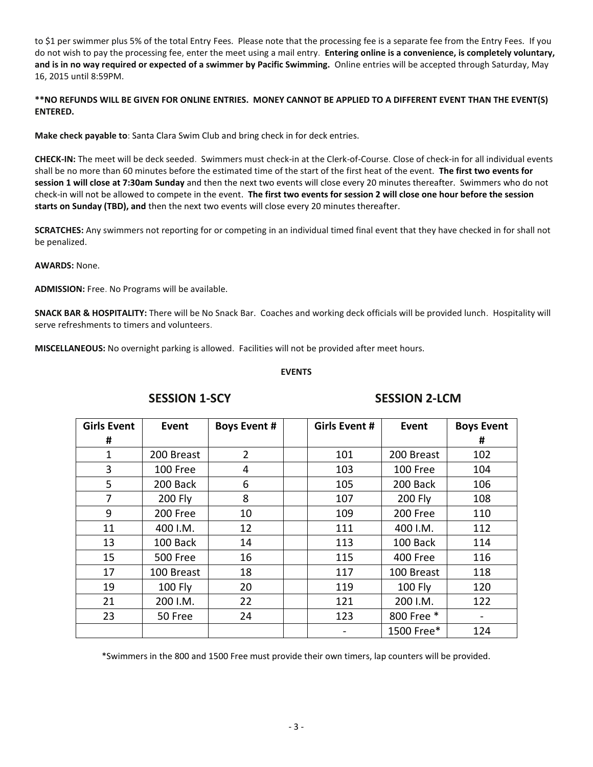to $1 per swimmer plus 5% of the total Entry Fees. Please note that the processing fee is a separate fee from the Entry Fees. If you do not wish to pay the processing fee, enter the meet using a mail entry. **Entering online is a convenience, is completely voluntary, and is in no way required or expected of a swimmer by Pacific Swimming.** Online entries will be accepted through Saturday, May 16, 2015 until 8:59PM.

****NO REFUNDS WILL BE GIVEN FOR ONLINE ENTRIES. MONEY CANNOT BE APPLIED TO A DIFFERENT EVENT THAN THE EVENT(S) ENTERED.**

**Make check payable to**: Santa Clara Swim Club and bring check in for deck entries.

**CHECK-IN:** The meet will be deck seeded. Swimmers must check-in at the Clerk-of-Course. Close of check-in for all individual events shall be no more than 60 minutes before the estimated time of the start of the first heat of the event. **The first two events for session 1 will close at 7:30am Sunday** and then the next two events will close every 20 minutes thereafter. Swimmers who do not check-in will not be allowed to compete in the event. **The first two events for session 2 will close one hour before the session starts on Sunday (TBD), and** then the next two events will close every 20 minutes thereafter.

**SCRATCHES:** Any swimmers not reporting for or competing in an individual timed final event that they have checked in for shall not be penalized.

**AWARDS:** None.

**ADMISSION:** Free. No Programs will be available.

**SNACK BAR & HOSPITALITY:** There will be No Snack Bar. Coaches and working deck officials will be provided lunch. Hospitality will serve refreshments to timers and volunteers.

**MISCELLANEOUS:** No overnight parking is allowed. Facilities will not be provided after meet hours.

**EVENTS**

## SESSION 1-SCY

| Girls Event # | Event | Boys Event # |
|---|---|---|
| 1 | 200 Breast | 2 |
| 3 | 100 Free | 4 |
| 5 | 200 Back | 6 |
| 7 | 200 Fly | 8 |
| 9 | 200 Free | 10 |
| 11 | 400 I.M. | 12 |
| 13 | 100 Back | 14 |
| 15 | 500 Free | 16 |
| 17 | 100 Breast | 18 |
| 19 | 100 Fly | 20 |
| 21 | 200 I.M. | 22 |
| 23 | 50 Free | 24 |

## SESSION 2-LCM

| Girls Event # | Event | Boys Event # |
|---|---|---|
| 101 | 200 Breast | 102 |
| 103 | 100 Free | 104 |
| 105 | 200 Back | 106 |
| 107 | 200 Fly | 108 |
| 109 | 200 Free | 110 |
| 111 | 400 I.M. | 112 |
| 113 | 100 Back | 114 |
| 115 | 400 Free | 116 |
| 117 | 100 Breast | 118 |
| 119 | 100 Fly | 120 |
| 121 | 200 I.M. | 122 |
| 123 | 800 Free * | - |
| - | 1500 Free* | 124 |

*Swimmers in the 800 and 1500 Free must provide their own timers, lap counters will be provided.